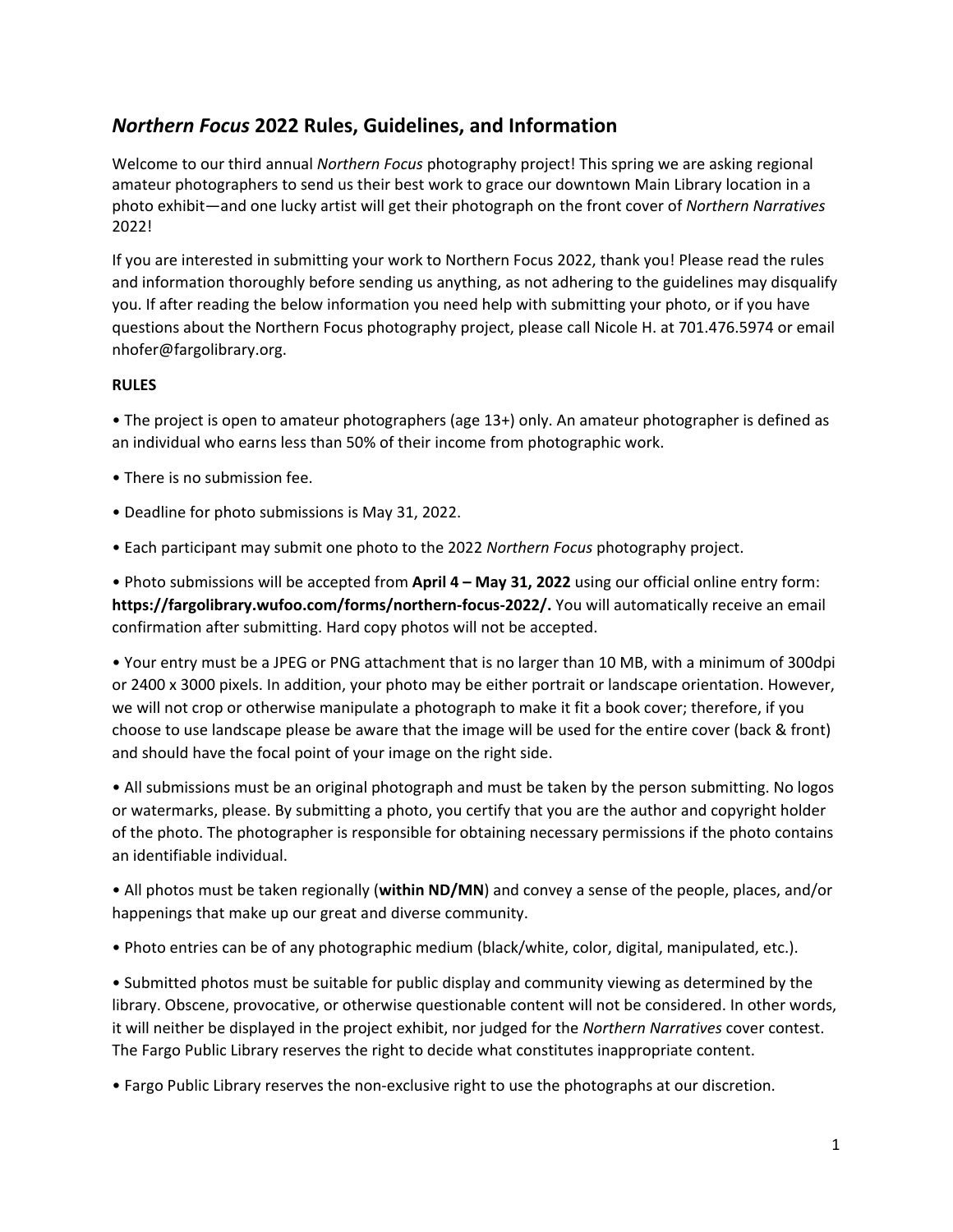## *Northern Focus* 2022 Rules, Guidelines, and Information

Welcome to our third annual *Northern Focus* photography project! This spring we are asking regional amateur photographers to send us their best work to grace our downtown Main Library location in a photo exhibit—and one lucky artist will get their photograph on the front cover of *Northern Narratives* 2022!

If you are interested in submitting your work to Northern Focus 2022, thank you! Please read the rules and information thoroughly before sending us anything, as not adhering to the guidelines may disqualify you. If after reading the below information you need help with submitting your photo, or if you have questions about the Northern Focus photography project, please call Nicole H. at 701.476.5974 or email nhofer@fargolibrary.org.

**RULES**

• The project is open to amateur photographers (age 13+) only. An amateur photographer is defined as an individual who earns less than 50% of their income from photographic work.

• There is no submission fee.

• Deadline for photo submissions is May 31, 2022.

• Each participant may submit one photo to the 2022 *Northern Focus* photography project.

• Photo submissions will be accepted from **April 4 – May 31, 2022** using our official online entry form: **https://fargolibrary.wufoo.com/forms/northern-focus-2022/.** You will automatically receive an email confirmation after submitting. Hard copy photos will not be accepted.

• Your entry must be a JPEG or PNG attachment that is no larger than 10 MB, with a minimum of 300dpi or 2400 x 3000 pixels. In addition, your photo may be either portrait or landscape orientation. However, we will not crop or otherwise manipulate a photograph to make it fit a book cover; therefore, if you choose to use landscape please be aware that the image will be used for the entire cover (back & front) and should have the focal point of your image on the right side.

• All submissions must be an original photograph and must be taken by the person submitting. No logos or watermarks, please. By submitting a photo, you certify that you are the author and copyright holder of the photo. The photographer is responsible for obtaining necessary permissions if the photo contains an identifiable individual.

• All photos must be taken regionally (**within ND/MN**) and convey a sense of the people, places, and/or happenings that make up our great and diverse community.

• Photo entries can be of any photographic medium (black/white, color, digital, manipulated, etc.).

• Submitted photos must be suitable for public display and community viewing as determined by the library. Obscene, provocative, or otherwise questionable content will not be considered. In other words, it will neither be displayed in the project exhibit, nor judged for the *Northern Narratives* cover contest. The Fargo Public Library reserves the right to decide what constitutes inappropriate content.

• Fargo Public Library reserves the non-exclusive right to use the photographs at our discretion.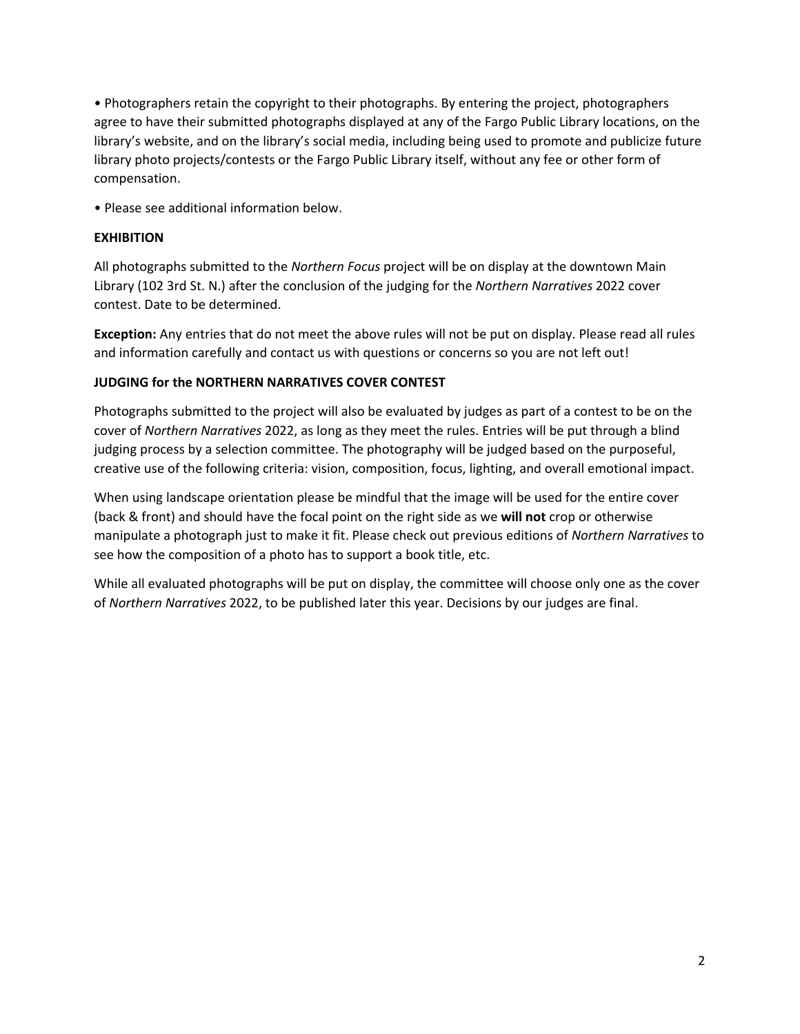- Photographers retain the copyright to their photographs. By entering the project, photographers agree to have their submitted photographs displayed at any of the Fargo Public Library locations, on the library's website, and on the library's social media, including being used to promote and publicize future library photo projects/contests or the Fargo Public Library itself, without any fee or other form of compensation.
- Please see additional information below.

**EXHIBITION**

All photographs submitted to the *Northern Focus* project will be on display at the downtown Main Library (102 3rd St. N.) after the conclusion of the judging for the *Northern Narratives* 2022 cover contest. Date to be determined.

**Exception:** Any entries that do not meet the above rules will not be put on display. Please read all rules and information carefully and contact us with questions or concerns so you are not left out!

**JUDGING for the NORTHERN NARRATIVES COVER CONTEST**

Photographs submitted to the project will also be evaluated by judges as part of a contest to be on the cover of *Northern Narratives* 2022, as long as they meet the rules. Entries will be put through a blind judging process by a selection committee. The photography will be judged based on the purposeful, creative use of the following criteria: vision, composition, focus, lighting, and overall emotional impact.

When using landscape orientation please be mindful that the image will be used for the entire cover (back & front) and should have the focal point on the right side as we **will not** crop or otherwise manipulate a photograph just to make it fit. Please check out previous editions of *Northern Narratives* to see how the composition of a photo has to support a book title, etc.

While all evaluated photographs will be put on display, the committee will choose only one as the cover of *Northern Narratives* 2022, to be published later this year. Decisions by our judges are final.